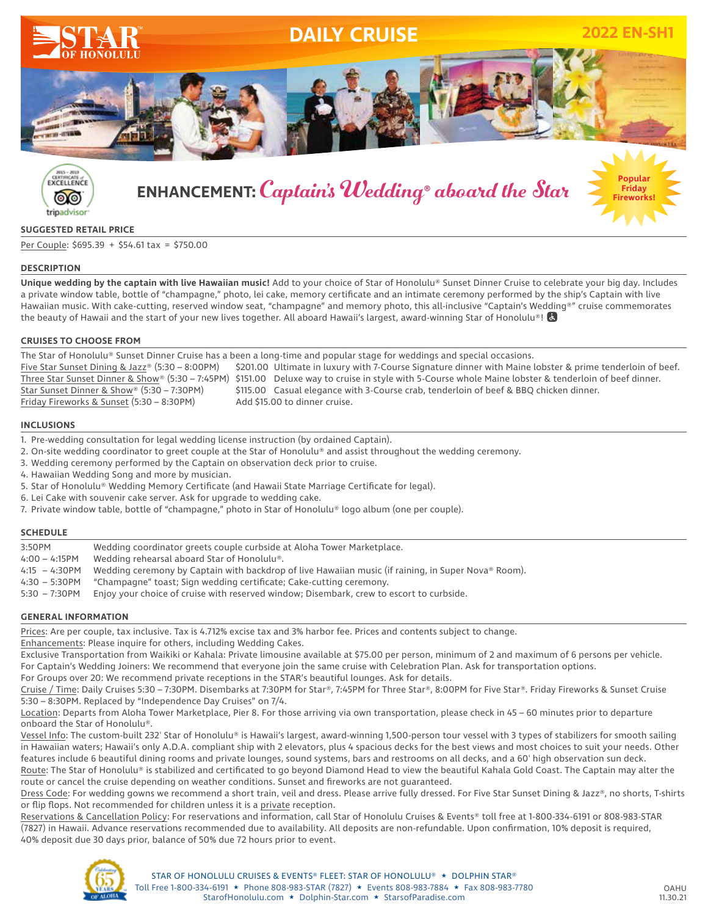# DAILY CRUISE

**2022 EN-SH1**

## ENHANCEMENT: *Captain's Wedding® aboard the Star*

Popular Friday Fireworks!

### SUGGESTED RETAIL PRICE

Per Couple: $695.39 + $54.61 tax = $750.00

### DESCRIPTION

**Unique wedding by the captain with live Hawaiian music!** Add to your choice of Star of Honolulu® Sunset Dinner Cruise to celebrate your big day. Includes a private window table, bottle of "champagne," photo, lei cake, memory certificate and an intimate ceremony performed by the ship's Captain with live Hawaiian music. With cake-cutting, reserved window seat, "champagne" and memory photo, this all-inclusive "Captain's Wedding®" cruise commemorates the beauty of Hawaii and the start of your new lives together. All aboard Hawaii's largest, award-winning Star of Honolulu®!

### CRUISES TO CHOOSE FROM

The Star of Honolulu® Sunset Dinner Cruise has a been a long-time and popular stage for weddings and special occasions.

| Cruise | Price | Details |
|---|---|---|
| Five Star Sunset Dining & Jazz® (5:30 – 8:00PM) | $201.00 | Ultimate in luxury with 7-Course Signature dinner with Maine lobster & prime tenderloin of beef. |
| Three Star Sunset Dinner & Show® (5:30 – 7:45PM) | $151.00 | Deluxe way to cruise in style with 5-Course whole Maine lobster & tenderloin of beef dinner. |
| Star Sunset Dinner & Show® (5:30 – 7:30PM) | $115.00 | Casual elegance with 3-Course crab, tenderloin of beef & BBQ chicken dinner. |
| Friday Fireworks & Sunset (5:30 – 8:30PM) | Add $15.00 to dinner cruise. | |

### INCLUSIONS

1. Pre-wedding consultation for legal wedding license instruction (by ordained Captain).
2. On-site wedding coordinator to greet couple at the Star of Honolulu® and assist throughout the wedding ceremony.
3. Wedding ceremony performed by the Captain on observation deck prior to cruise.
4. Hawaiian Wedding Song and more by musician.
5. Star of Honolulu® Wedding Memory Certificate (and Hawaii State Marriage Certificate for legal).
6. Lei Cake with souvenir cake server. Ask for upgrade to wedding cake.
7. Private window table, bottle of "champagne," photo in Star of Honolulu® logo album (one per couple).

### SCHEDULE

| Time | Activity |
|---|---|
| 3:50PM | Wedding coordinator greets couple curbside at Aloha Tower Marketplace. |
| 4:00 – 4:15PM | Wedding rehearsal aboard Star of Honolulu®. |
| 4:15 – 4:30PM | Wedding ceremony by Captain with backdrop of live Hawaiian music (if raining, in Super Nova® Room). |
| 4:30 – 5:30PM | "Champagne" toast; Sign wedding certificate; Cake-cutting ceremony. |
| 5:30 – 7:30PM | Enjoy your choice of cruise with reserved window; Disembark, crew to escort to curbside. |

### GENERAL INFORMATION

Prices: Are per couple, tax inclusive. Tax is 4.712% excise tax and 3% harbor fee. Prices and contents subject to change.

Enhancements: Please inquire for others, including Wedding Cakes.

Exclusive Transportation from Waikiki or Kahala: Private limousine available at $75.00 per person, minimum of 2 and maximum of 6 persons per vehicle.

For Captain's Wedding Joiners: We recommend that everyone join the same cruise with Celebration Plan. Ask for transportation options.

For Groups over 20: We recommend private receptions in the STAR's beautiful lounges. Ask for details.

Cruise / Time: Daily Cruises 5:30 – 7:30PM. Disembarks at 7:30PM for Star®, 7:45PM for Three Star®, 8:00PM for Five Star®. Friday Fireworks & Sunset Cruise 5:30 – 8:30PM. Replaced by "Independence Day Cruises" on 7/4.

Location: Departs from Aloha Tower Marketplace, Pier 8. For those arriving via own transportation, please check in 45 – 60 minutes prior to departure onboard the Star of Honolulu®.

Vessel Info: The custom-built 232' Star of Honolulu® is Hawaii's largest, award-winning 1,500-person tour vessel with 3 types of stabilizers for smooth sailing in Hawaiian waters; Hawaii's only A.D.A. compliant ship with 2 elevators, plus 4 spacious decks for the best views and most choices to suit your needs. Other features include 6 beautiful dining rooms and private lounges, sound systems, bars and restrooms on all decks, and a 60' high observation sun deck.

Route: The Star of Honolulu® is stabilized and certificated to go beyond Diamond Head to view the beautiful Kahala Gold Coast. The Captain may alter the route or cancel the cruise depending on weather conditions. Sunset and fireworks are not guaranteed.

Dress Code: For wedding gowns we recommend a short train, veil and dress. Please arrive fully dressed. For Five Star Sunset Dining & Jazz®, no shorts, T-shirts or flip flops. Not recommended for children unless it is a private reception.

Reservations & Cancellation Policy: For reservations and information, call Star of Honolulu Cruises & Events® toll free at 1-800-334-6191 or 808-983-STAR (7827) in Hawaii. Advance reservations recommended due to availability. All deposits are non-refundable. Upon confirmation, 10% deposit is required, 40% deposit due 30 days prior, balance of 50% due 72 hours prior to event.

STAR OF HONOLULU CRUISES & EVENTS® FLEET: STAR OF HONOLULU® ★ DOLPHIN STAR®
Toll Free 1-800-334-6191 ★ Phone 808-983-STAR (7827) ★ Events 808-983-7884 ★ Fax 808-983-7780
StarofHonolulu.com ★ Dolphin-Star.com ★ StarsofParadise.com

OAHU 11.30.21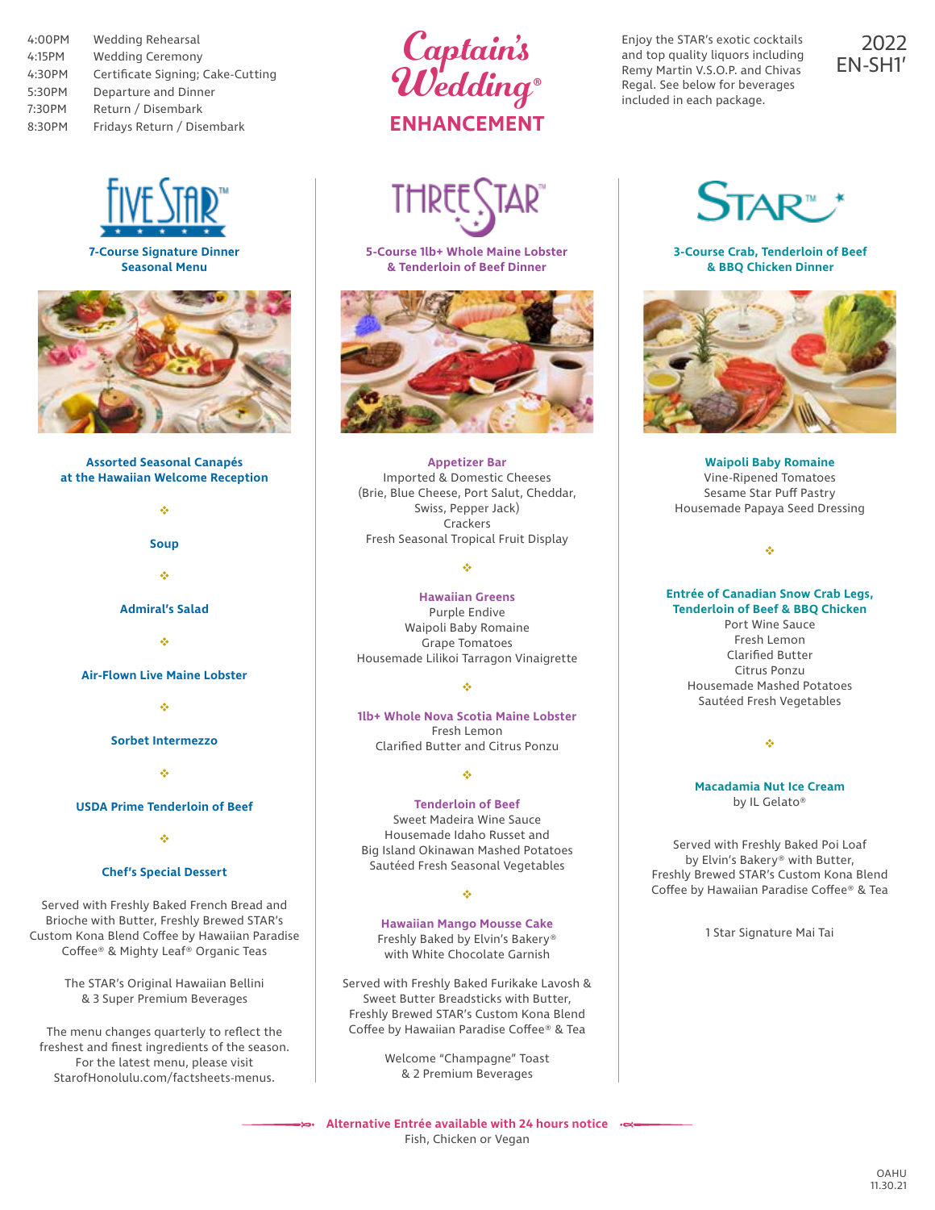| | |
|---|---|
| 4:00PM | Wedding Rehearsal |
| 4:15PM | Wedding Ceremony |
| 4:30PM | Certificate Signing; Cake-Cutting |
| 5:30PM | Departure and Dinner |
| 7:30PM | Return / Disembark |
| 8:30PM | Fridays Return / Disembark |

# Captain's Wedding® ENHANCEMENT

Enjoy the STAR's exotic cocktails and top quality liquors including Remy Martin V.S.O.P. and Chivas Regal. See below for beverages included in each package.

2022
EN-SH1'

## FIVE STAR™

**7-Course Signature Dinner**
**Seasonal Menu**

**Assorted Seasonal Canapés at the Hawaiian Welcome Reception**

**Soup**

**Admiral's Salad**

**Air-Flown Live Maine Lobster**

**Sorbet Intermezzo**

**USDA Prime Tenderloin of Beef**

**Chef's Special Dessert**

Served with Freshly Baked French Bread and Brioche with Butter, Freshly Brewed STAR's Custom Kona Blend Coffee by Hawaiian Paradise Coffee® & Mighty Leaf® Organic Teas

The STAR's Original Hawaiian Bellini & 3 Super Premium Beverages

The menu changes quarterly to reflect the freshest and finest ingredients of the season. For the latest menu, please visit StarofHonolulu.com/factsheets-menus.

## THREE STAR™

**5-Course 1lb+ Whole Maine Lobster & Tenderloin of Beef Dinner**

**Appetizer Bar**
Imported & Domestic Cheeses
(Brie, Blue Cheese, Port Salut, Cheddar, Swiss, Pepper Jack)
Crackers
Fresh Seasonal Tropical Fruit Display

**Hawaiian Greens**
Purple Endive
Waipoli Baby Romaine
Grape Tomatoes
Housemade Lilikoi Tarragon Vinaigrette

**1lb+ Whole Nova Scotia Maine Lobster**
Fresh Lemon
Clarified Butter and Citrus Ponzu

**Tenderloin of Beef**
Sweet Madeira Wine Sauce
Housemade Idaho Russet and Big Island Okinawan Mashed Potatoes
Sautéed Fresh Seasonal Vegetables

**Hawaiian Mango Mousse Cake**
Freshly Baked by Elvin's Bakery®
with White Chocolate Garnish

Served with Freshly Baked Furikake Lavosh & Sweet Butter Breadsticks with Butter, Freshly Brewed STAR's Custom Kona Blend Coffee by Hawaiian Paradise Coffee® & Tea

Welcome "Champagne" Toast & 2 Premium Beverages

## STAR™

**3-Course Crab, Tenderloin of Beef & BBQ Chicken Dinner**

**Waipoli Baby Romaine**
Vine-Ripened Tomatoes
Sesame Star Puff Pastry
Housemade Papaya Seed Dressing

**Entrée of Canadian Snow Crab Legs, Tenderloin of Beef & BBQ Chicken**
Port Wine Sauce
Fresh Lemon
Clarified Butter
Citrus Ponzu
Housemade Mashed Potatoes
Sautéed Fresh Vegetables

**Macadamia Nut Ice Cream**
by IL Gelato®

Served with Freshly Baked Poi Loaf by Elvin's Bakery® with Butter, Freshly Brewed STAR's Custom Kona Blend Coffee by Hawaiian Paradise Coffee® & Tea

1 Star Signature Mai Tai

**Alternative Entrée available with 24 hours notice**
Fish, Chicken or Vegan

OAHU
11.30.21